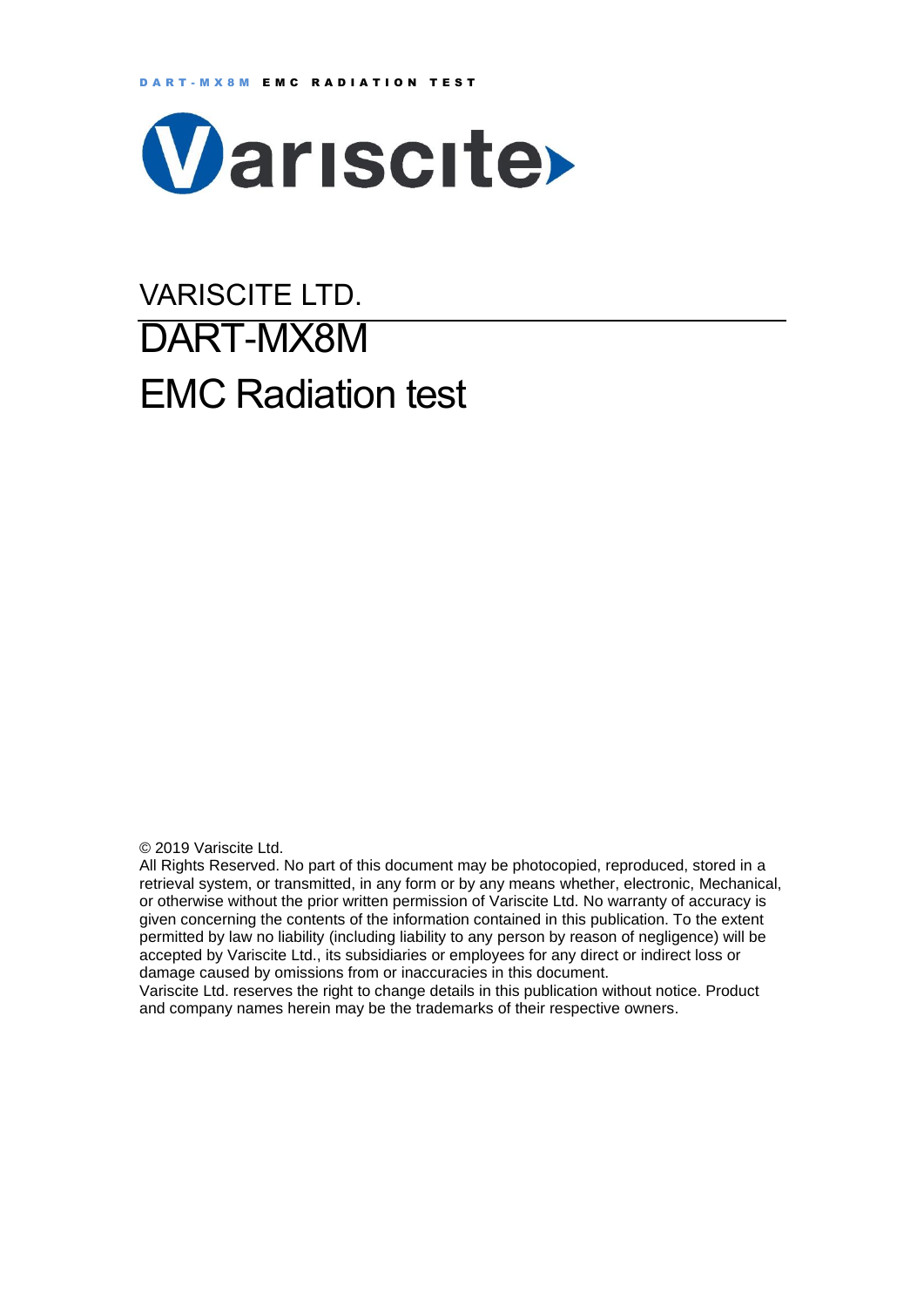VARISCITE LTD.

# DART-MX8M

# EMC Radiation test

© 2019 Variscite Ltd.

All Rights Reserved. No part of this document may be photocopied, reproduced, stored in a retrieval system, or transmitted, in any form or by any means whether, electronic, Mechanical, or otherwise without the prior written permission of Variscite Ltd. No warranty of accuracy is given concerning the contents of the information contained in this publication. To the extent permitted by law no liability (including liability to any person by reason of negligence) will be accepted by Variscite Ltd., its subsidiaries or employees for any direct or indirect loss or damage caused by omissions from or inaccuracies in this document.

Variscite Ltd. reserves the right to change details in this publication without notice. Product and company names herein may be the trademarks of their respective owners.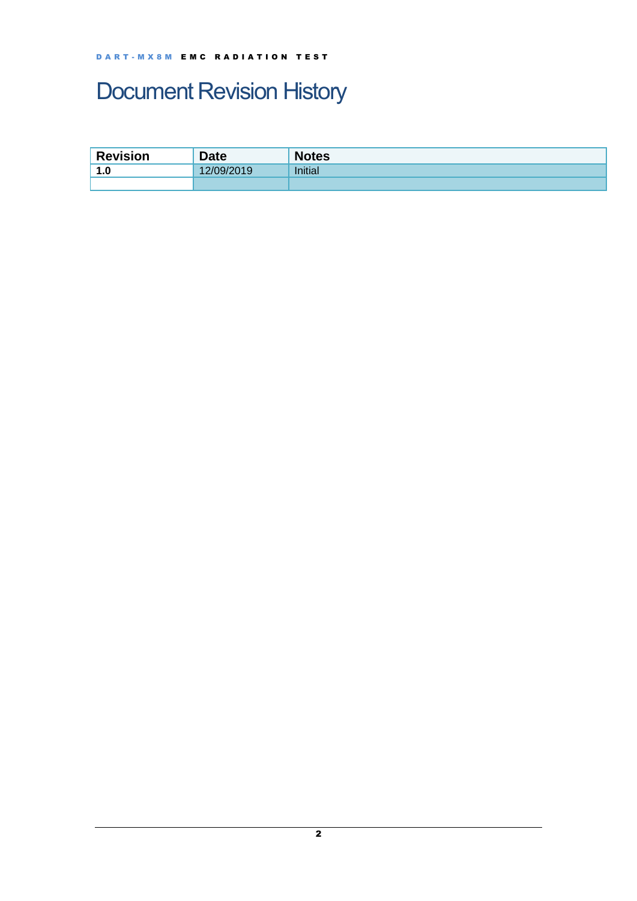# Document Revision History

| Revision | Date | Notes |
|---|---|---|
| **1.0** | 12/09/2019 | Initial |
| | | |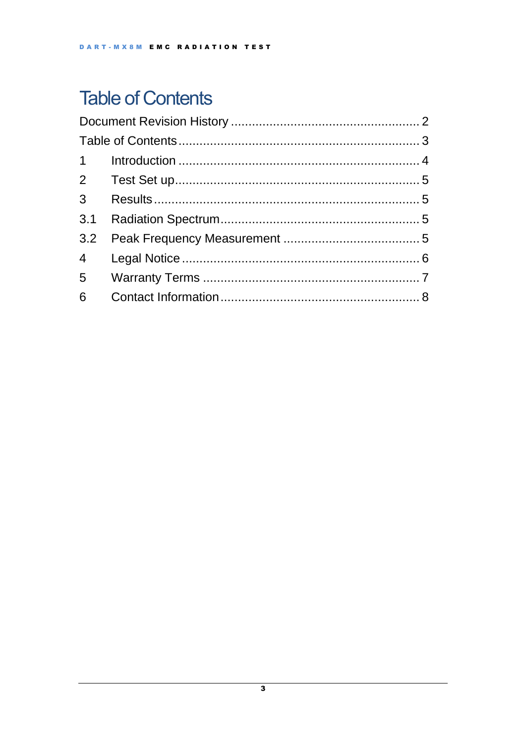# Table of Contents

Document Revision History ..................................................... 2

Table of Contents .................................................................... 3

1 Introduction .................................................................... 4

2 Test Set up ...................................................................... 5

3 Results ........................................................................... 5

3.1 Radiation Spectrum ........................................................ 5

3.2 Peak Frequency Measurement ...................................... 5

4 Legal Notice .................................................................... 6

5 Warranty Terms ............................................................. 7

6 Contact Information ........................................................ 8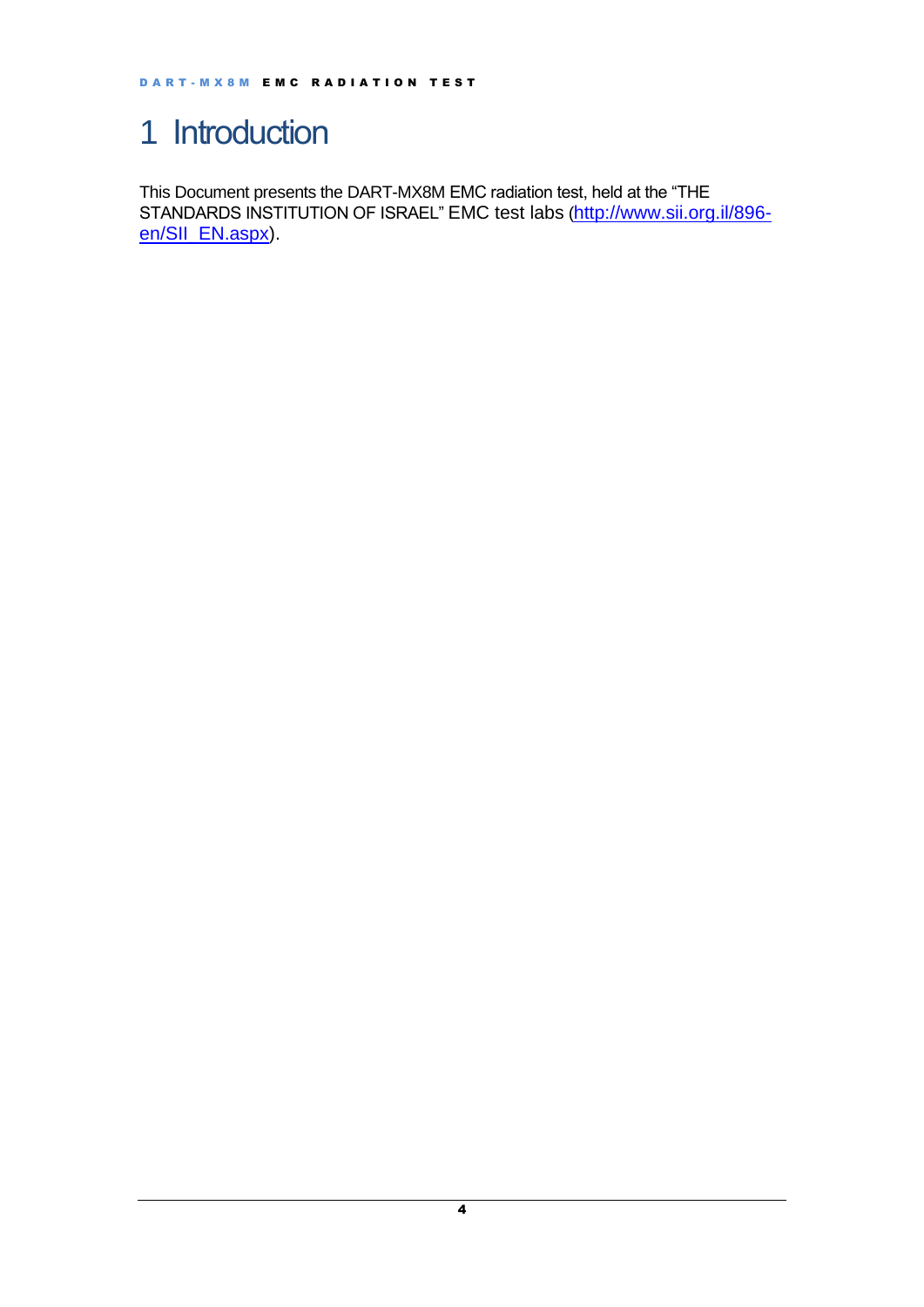# 1 Introduction

This Document presents the DART-MX8M EMC radiation test, held at the "THE STANDARDS INSTITUTION OF ISRAEL" EMC test labs (http://www.sii.org.il/896-en/SII_EN.aspx).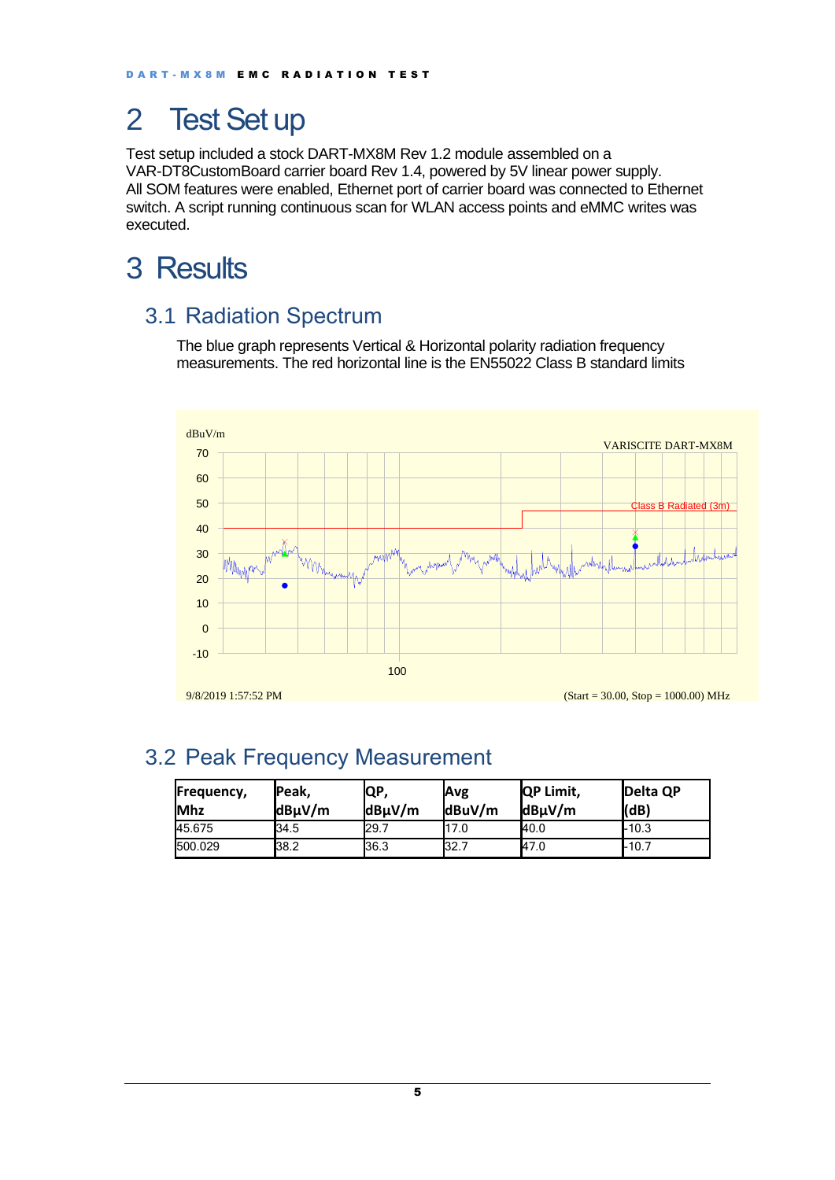# 2 Test Set up

Test setup included a stock DART-MX8M Rev 1.2 module assembled on a VAR-DT8CustomBoard carrier board Rev 1.4, powered by 5V linear power supply. All SOM features were enabled, Ethernet port of carrier board was connected to Ethernet switch. A script running continuous scan for WLAN access points and eMMC writes was executed.

# 3 Results

## 3.1 Radiation Spectrum

The blue graph represents Vertical & Horizontal polarity radiation frequency measurements. The red horizontal line is the EN55022 Class B standard limits

dBuV/m

VARISCITE DART-MX8M

Class B Radiated (3m)

9/8/2019 1:57:52 PM

(Start = 30.00, Stop = 1000.00) MHz

## 3.2 Peak Frequency Measurement

| Frequency, Mhz | Peak, dBµV/m | QP, dBµV/m | Avg dBuV/m | QP Limit, dBµV/m | Delta QP (dB) |
|---|---|---|---|---|---|
| 45.675 | 34.5 | 29.7 | 17.0 | 40.0 | -10.3 |
| 500.029 | 38.2 | 36.3 | 32.7 | 47.0 | -10.7 |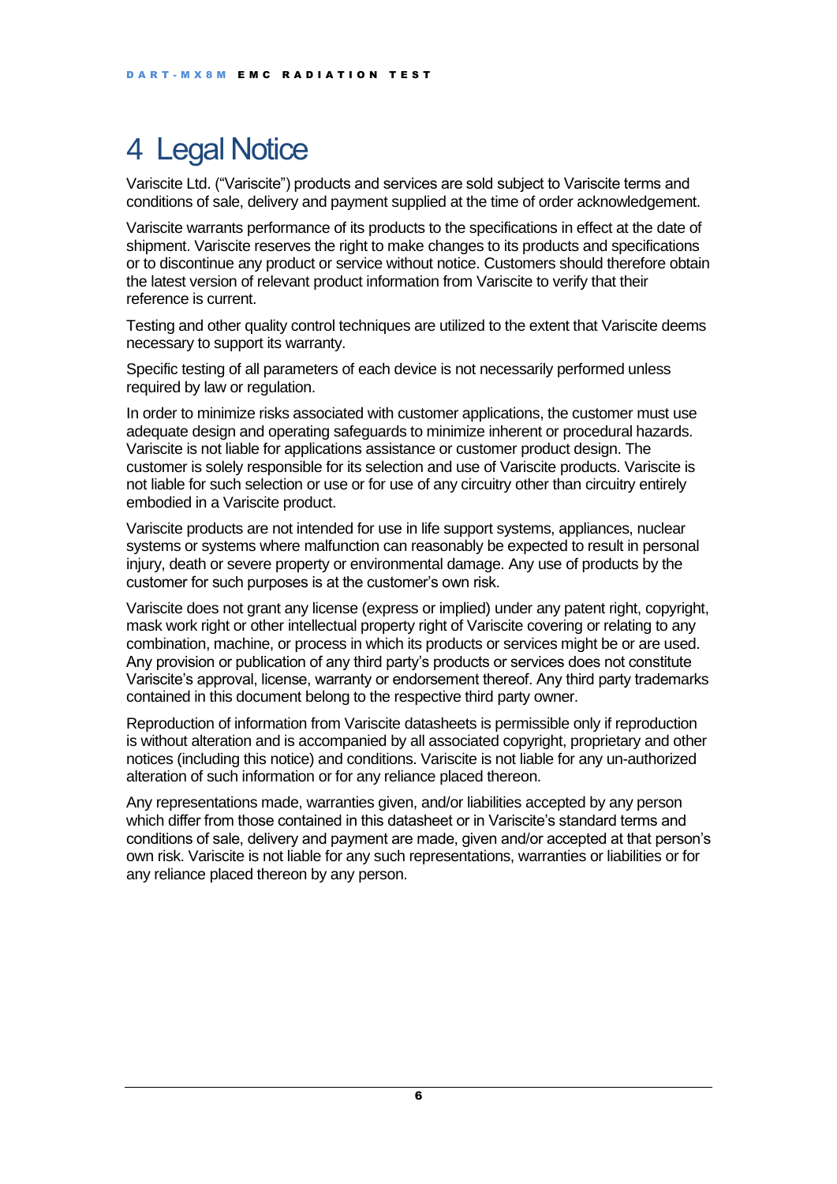# 4 Legal Notice

Variscite Ltd. ("Variscite") products and services are sold subject to Variscite terms and conditions of sale, delivery and payment supplied at the time of order acknowledgement.

Variscite warrants performance of its products to the specifications in effect at the date of shipment. Variscite reserves the right to make changes to its products and specifications or to discontinue any product or service without notice. Customers should therefore obtain the latest version of relevant product information from Variscite to verify that their reference is current.

Testing and other quality control techniques are utilized to the extent that Variscite deems necessary to support its warranty.

Specific testing of all parameters of each device is not necessarily performed unless required by law or regulation.

In order to minimize risks associated with customer applications, the customer must use adequate design and operating safeguards to minimize inherent or procedural hazards. Variscite is not liable for applications assistance or customer product design. The customer is solely responsible for its selection and use of Variscite products. Variscite is not liable for such selection or use or for use of any circuitry other than circuitry entirely embodied in a Variscite product.

Variscite products are not intended for use in life support systems, appliances, nuclear systems or systems where malfunction can reasonably be expected to result in personal injury, death or severe property or environmental damage. Any use of products by the customer for such purposes is at the customer's own risk.

Variscite does not grant any license (express or implied) under any patent right, copyright, mask work right or other intellectual property right of Variscite covering or relating to any combination, machine, or process in which its products or services might be or are used. Any provision or publication of any third party's products or services does not constitute Variscite's approval, license, warranty or endorsement thereof. Any third party trademarks contained in this document belong to the respective third party owner.

Reproduction of information from Variscite datasheets is permissible only if reproduction is without alteration and is accompanied by all associated copyright, proprietary and other notices (including this notice) and conditions. Variscite is not liable for any un-authorized alteration of such information or for any reliance placed thereon.

Any representations made, warranties given, and/or liabilities accepted by any person which differ from those contained in this datasheet or in Variscite's standard terms and conditions of sale, delivery and payment are made, given and/or accepted at that person's own risk. Variscite is not liable for any such representations, warranties or liabilities or for any reliance placed thereon by any person.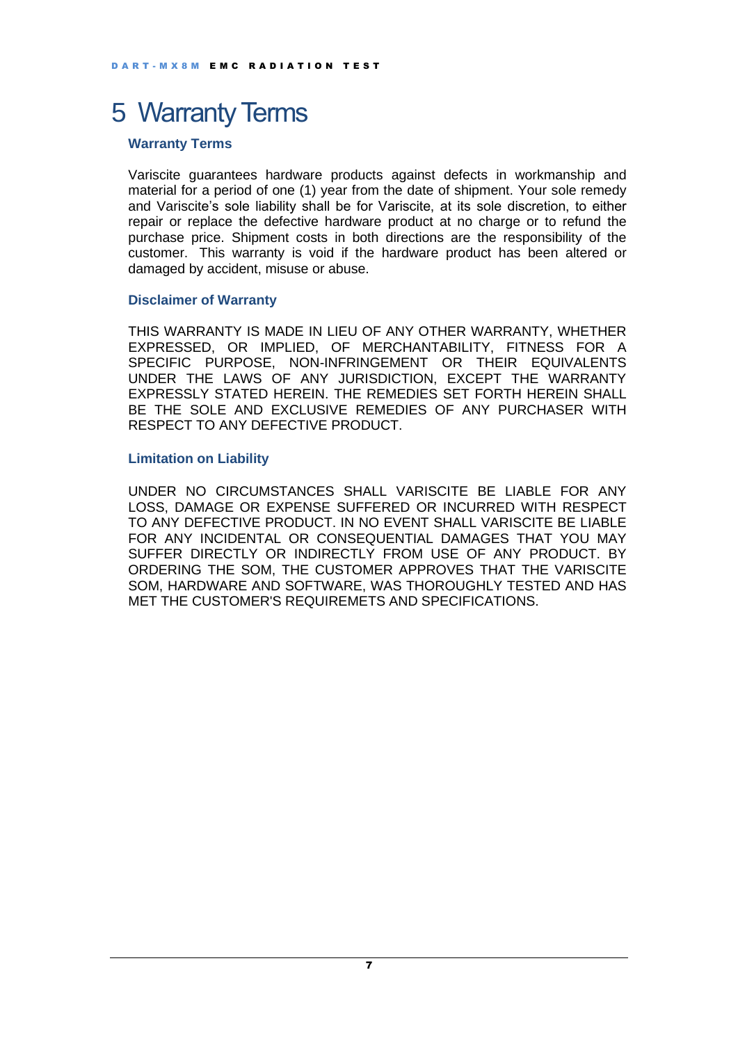# 5 Warranty Terms

### Warranty Terms

Variscite guarantees hardware products against defects in workmanship and material for a period of one (1) year from the date of shipment. Your sole remedy and Variscite's sole liability shall be for Variscite, at its sole discretion, to either repair or replace the defective hardware product at no charge or to refund the purchase price. Shipment costs in both directions are the responsibility of the customer. This warranty is void if the hardware product has been altered or damaged by accident, misuse or abuse.

### Disclaimer of Warranty

THIS WARRANTY IS MADE IN LIEU OF ANY OTHER WARRANTY, WHETHER EXPRESSED, OR IMPLIED, OF MERCHANTABILITY, FITNESS FOR A SPECIFIC PURPOSE, NON-INFRINGEMENT OR THEIR EQUIVALENTS UNDER THE LAWS OF ANY JURISDICTION, EXCEPT THE WARRANTY EXPRESSLY STATED HEREIN. THE REMEDIES SET FORTH HEREIN SHALL BE THE SOLE AND EXCLUSIVE REMEDIES OF ANY PURCHASER WITH RESPECT TO ANY DEFECTIVE PRODUCT.

### Limitation on Liability

UNDER NO CIRCUMSTANCES SHALL VARISCITE BE LIABLE FOR ANY LOSS, DAMAGE OR EXPENSE SUFFERED OR INCURRED WITH RESPECT TO ANY DEFECTIVE PRODUCT. IN NO EVENT SHALL VARISCITE BE LIABLE FOR ANY INCIDENTAL OR CONSEQUENTIAL DAMAGES THAT YOU MAY SUFFER DIRECTLY OR INDIRECTLY FROM USE OF ANY PRODUCT. BY ORDERING THE SOM, THE CUSTOMER APPROVES THAT THE VARISCITE SOM, HARDWARE AND SOFTWARE, WAS THOROUGHLY TESTED AND HAS MET THE CUSTOMER'S REQUIREMETS AND SPECIFICATIONS.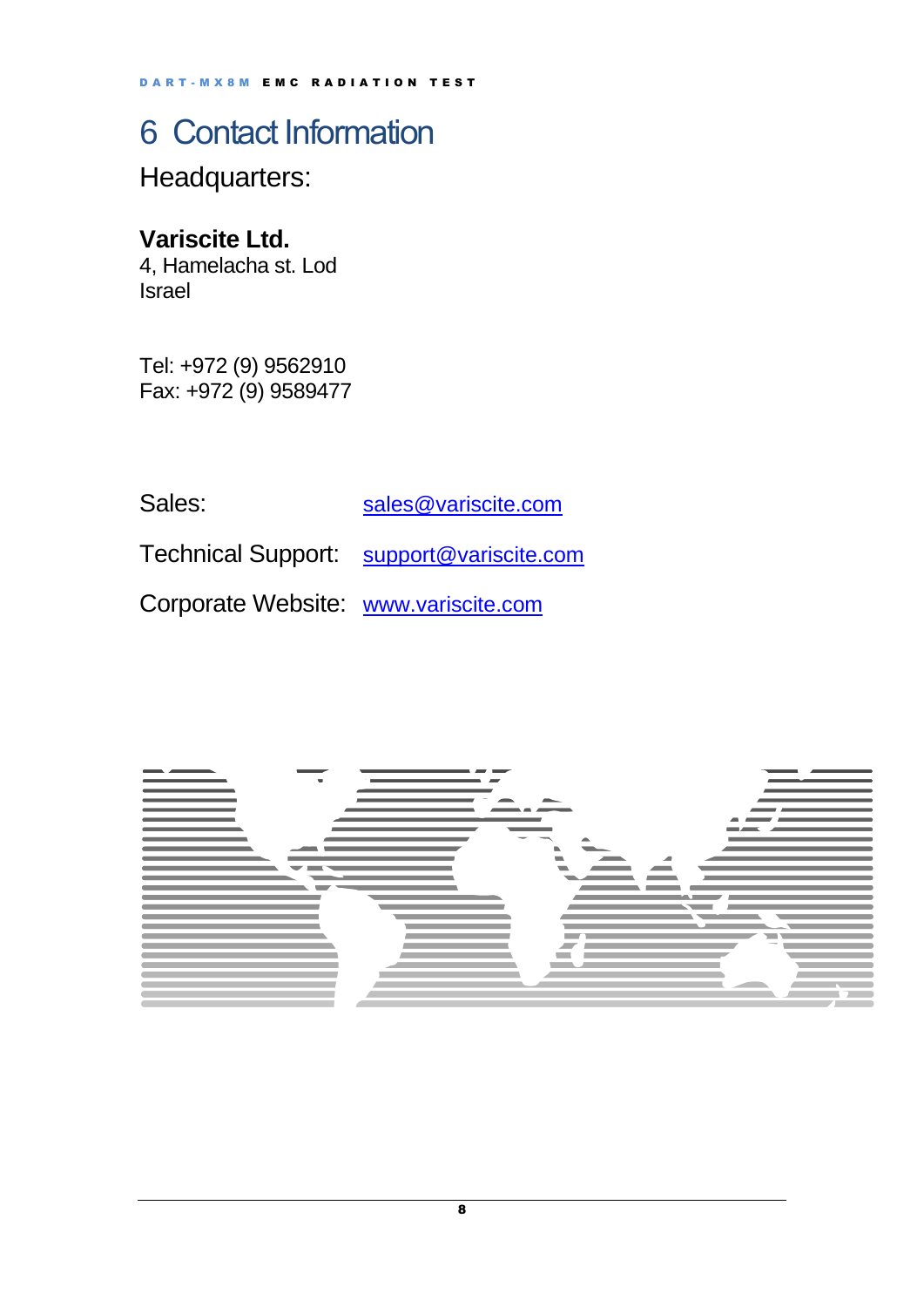# 6 Contact Information

Headquarters:

**Variscite Ltd.**
4, Hamelacha st. Lod
Israel

Tel: +972 (9) 9562910
Fax: +972 (9) 9589477

Sales: sales@variscite.com

Technical Support: support@variscite.com

Corporate Website: www.variscite.com